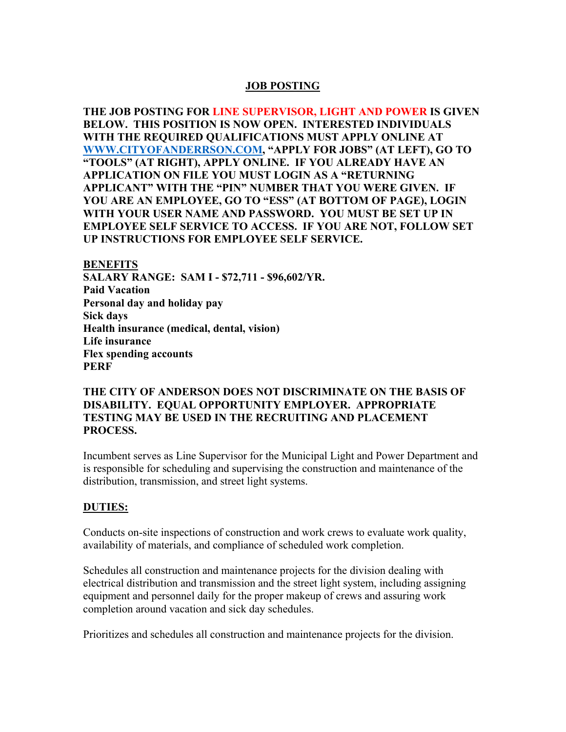# JOB POSTING

**THE JOB POSTING FOR LINE SUPERVISOR, LIGHT AND POWER IS GIVEN BELOW. THIS POSITION IS NOW OPEN. INTERESTED INDIVIDUALS WITH THE REQUIRED QUALIFICATIONS MUST APPLY ONLINE AT WWW.CITYOFANDERRSON.COM, "APPLY FOR JOBS" (AT LEFT), GO TO "TOOLS" (AT RIGHT), APPLY ONLINE. IF YOU ALREADY HAVE AN APPLICATION ON FILE YOU MUST LOGIN AS A "RETURNING APPLICANT" WITH THE "PIN" NUMBER THAT YOU WERE GIVEN. IF YOU ARE AN EMPLOYEE, GO TO "ESS" (AT BOTTOM OF PAGE), LOGIN WITH YOUR USER NAME AND PASSWORD. YOU MUST BE SET UP IN EMPLOYEE SELF SERVICE TO ACCESS. IF YOU ARE NOT, FOLLOW SET UP INSTRUCTIONS FOR EMPLOYEE SELF SERVICE.**

## BENEFITS

**SALARY RANGE: SAM I - $72,711 - $96,602/YR.**
**Paid Vacation**
**Personal day and holiday pay**
**Sick days**
**Health insurance (medical, dental, vision)**
**Life insurance**
**Flex spending accounts**
**PERF**

**THE CITY OF ANDERSON DOES NOT DISCRIMINATE ON THE BASIS OF DISABILITY. EQUAL OPPORTUNITY EMPLOYER. APPROPRIATE TESTING MAY BE USED IN THE RECRUITING AND PLACEMENT PROCESS.**

Incumbent serves as Line Supervisor for the Municipal Light and Power Department and is responsible for scheduling and supervising the construction and maintenance of the distribution, transmission, and street light systems.

## DUTIES:

Conducts on-site inspections of construction and work crews to evaluate work quality, availability of materials, and compliance of scheduled work completion.

Schedules all construction and maintenance projects for the division dealing with electrical distribution and transmission and the street light system, including assigning equipment and personnel daily for the proper makeup of crews and assuring work completion around vacation and sick day schedules.

Prioritizes and schedules all construction and maintenance projects for the division.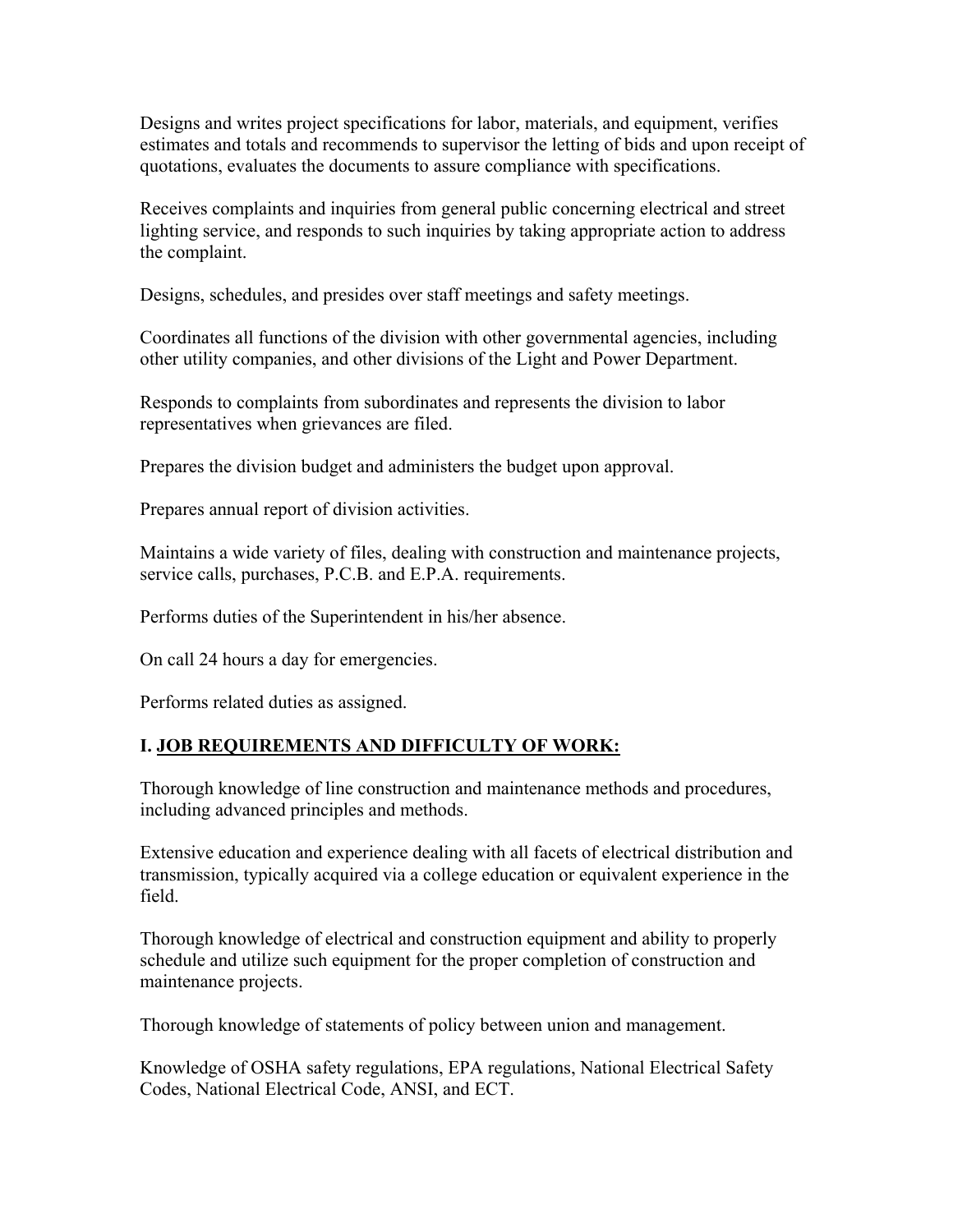Designs and writes project specifications for labor, materials, and equipment, verifies estimates and totals and recommends to supervisor the letting of bids and upon receipt of quotations, evaluates the documents to assure compliance with specifications.

Receives complaints and inquiries from general public concerning electrical and street lighting service, and responds to such inquiries by taking appropriate action to address the complaint.

Designs, schedules, and presides over staff meetings and safety meetings.

Coordinates all functions of the division with other governmental agencies, including other utility companies, and other divisions of the Light and Power Department.

Responds to complaints from subordinates and represents the division to labor representatives when grievances are filed.

Prepares the division budget and administers the budget upon approval.

Prepares annual report of division activities.

Maintains a wide variety of files, dealing with construction and maintenance projects, service calls, purchases, P.C.B. and E.P.A. requirements.

Performs duties of the Superintendent in his/her absence.

On call 24 hours a day for emergencies.

Performs related duties as assigned.

## I. JOB REQUIREMENTS AND DIFFICULTY OF WORK:

Thorough knowledge of line construction and maintenance methods and procedures, including advanced principles and methods.

Extensive education and experience dealing with all facets of electrical distribution and transmission, typically acquired via a college education or equivalent experience in the field.

Thorough knowledge of electrical and construction equipment and ability to properly schedule and utilize such equipment for the proper completion of construction and maintenance projects.

Thorough knowledge of statements of policy between union and management.

Knowledge of OSHA safety regulations, EPA regulations, National Electrical Safety Codes, National Electrical Code, ANSI, and ECT.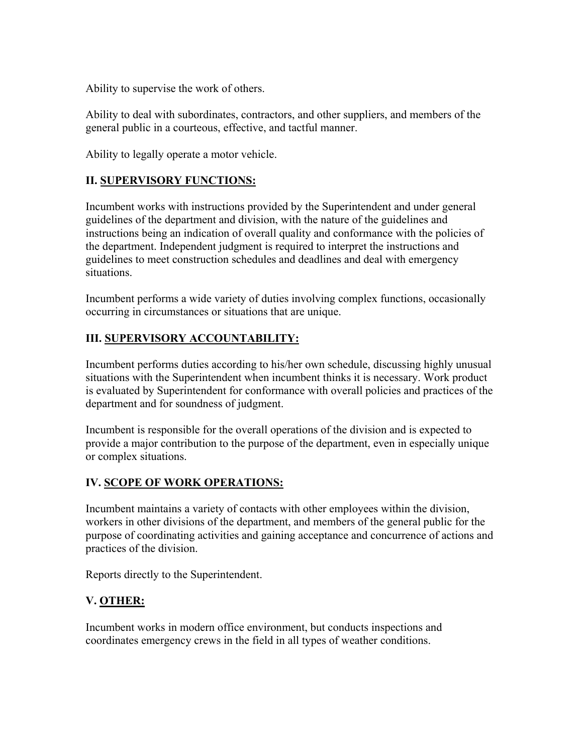Ability to supervise the work of others.

Ability to deal with subordinates, contractors, and other suppliers, and members of the general public in a courteous, effective, and tactful manner.

Ability to legally operate a motor vehicle.

## II. <u>SUPERVISORY FUNCTIONS:</u>

Incumbent works with instructions provided by the Superintendent and under general guidelines of the department and division, with the nature of the guidelines and instructions being an indication of overall quality and conformance with the policies of the department. Independent judgment is required to interpret the instructions and guidelines to meet construction schedules and deadlines and deal with emergency situations.

Incumbent performs a wide variety of duties involving complex functions, occasionally occurring in circumstances or situations that are unique.

## III. <u>SUPERVISORY ACCOUNTABILITY:</u>

Incumbent performs duties according to his/her own schedule, discussing highly unusual situations with the Superintendent when incumbent thinks it is necessary. Work product is evaluated by Superintendent for conformance with overall policies and practices of the department and for soundness of judgment.

Incumbent is responsible for the overall operations of the division and is expected to provide a major contribution to the purpose of the department, even in especially unique or complex situations.

## IV. <u>SCOPE OF WORK OPERATIONS:</u>

Incumbent maintains a variety of contacts with other employees within the division, workers in other divisions of the department, and members of the general public for the purpose of coordinating activities and gaining acceptance and concurrence of actions and practices of the division.

Reports directly to the Superintendent.

## V. <u>OTHER:</u>

Incumbent works in modern office environment, but conducts inspections and coordinates emergency crews in the field in all types of weather conditions.